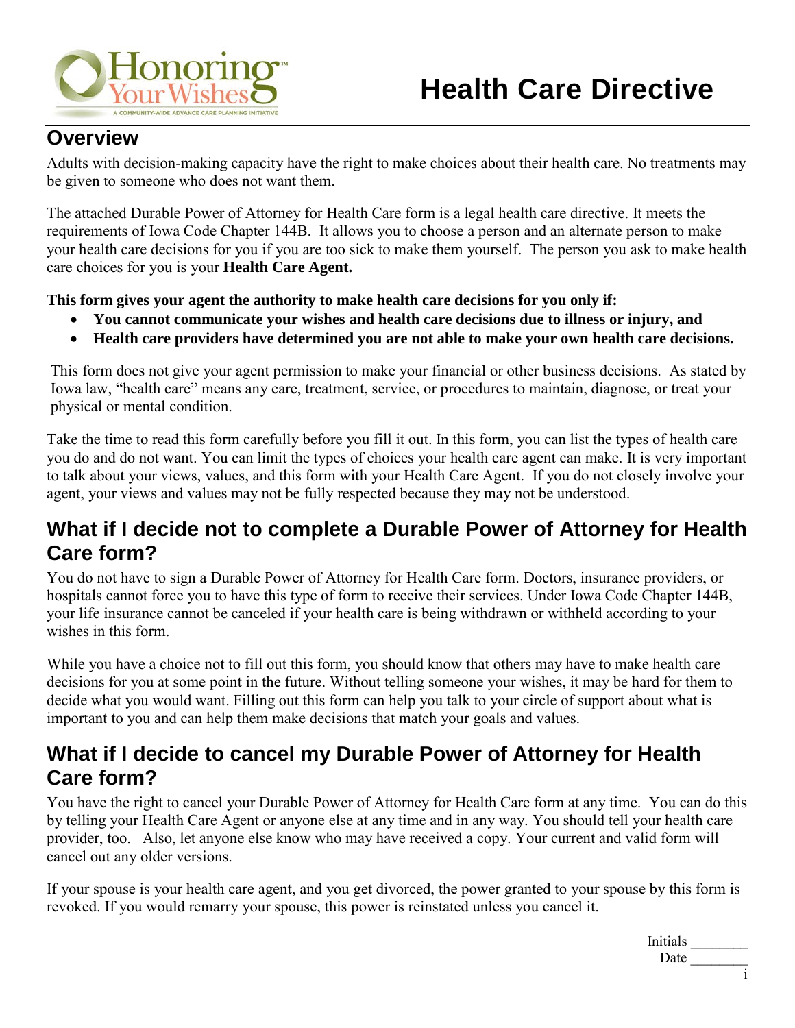# Health Care Directive

## Overview

Adults with decision-making capacity have the right to make choices about their health care. No treatments may be given to someone who does not want them.

The attached Durable Power of Attorney for Health Care form is a legal health care directive. It meets the requirements of Iowa Code Chapter 144B. It allows you to choose a person and an alternate person to make your health care decisions for you if you are too sick to make them yourself. The person you ask to make health care choices for you is your **Health Care Agent.**

**This form gives your agent the authority to make health care decisions for you only if:**

- **You cannot communicate your wishes and health care decisions due to illness or injury, and**
- **Health care providers have determined you are not able to make your own health care decisions.**

This form does not give your agent permission to make your financial or other business decisions. As stated by Iowa law, "health care" means any care, treatment, service, or procedures to maintain, diagnose, or treat your physical or mental condition.

Take the time to read this form carefully before you fill it out. In this form, you can list the types of health care you do and do not want. You can limit the types of choices your health care agent can make. It is very important to talk about your views, values, and this form with your Health Care Agent. If you do not closely involve your agent, your views and values may not be fully respected because they may not be understood.

## What if I decide not to complete a Durable Power of Attorney for Health Care form?

You do not have to sign a Durable Power of Attorney for Health Care form. Doctors, insurance providers, or hospitals cannot force you to have this type of form to receive their services. Under Iowa Code Chapter 144B, your life insurance cannot be canceled if your health care is being withdrawn or withheld according to your wishes in this form.

While you have a choice not to fill out this form, you should know that others may have to make health care decisions for you at some point in the future. Without telling someone your wishes, it may be hard for them to decide what you would want. Filling out this form can help you talk to your circle of support about what is important to you and can help them make decisions that match your goals and values.

## What if I decide to cancel my Durable Power of Attorney for Health Care form?

You have the right to cancel your Durable Power of Attorney for Health Care form at any time. You can do this by telling your Health Care Agent or anyone else at any time and in any way. You should tell your health care provider, too. Also, let anyone else know who may have received a copy. Your current and valid form will cancel out any older versions.

If your spouse is your health care agent, and you get divorced, the power granted to your spouse by this form is revoked. If you would remarry your spouse, this power is reinstated unless you cancel it.

Initials ________
Date ________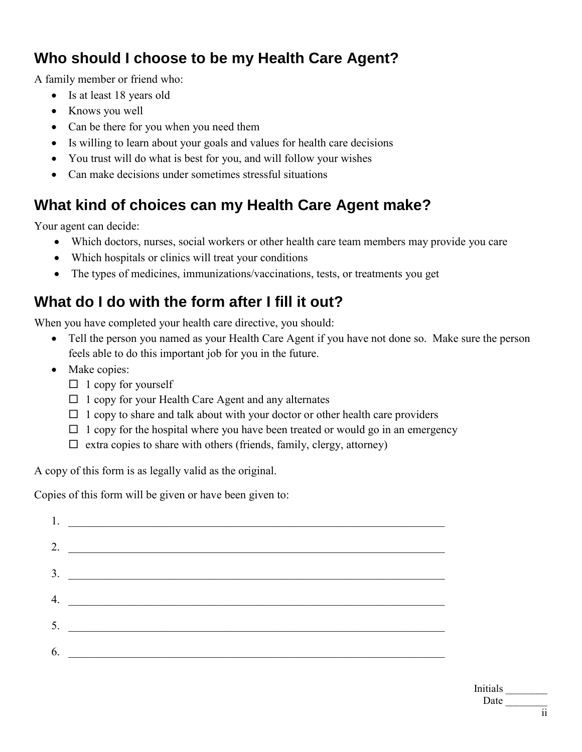## Who should I choose to be my Health Care Agent?

A family member or friend who:

- Is at least 18 years old
- Knows you well
- Can be there for you when you need them
- Is willing to learn about your goals and values for health care decisions
- You trust will do what is best for you, and will follow your wishes
- Can make decisions under sometimes stressful situations

## What kind of choices can my Health Care Agent make?

Your agent can decide:

- Which doctors, nurses, social workers or other health care team members may provide you care
- Which hospitals or clinics will treat your conditions
- The types of medicines, immunizations/vaccinations, tests, or treatments you get

## What do I do with the form after I fill it out?

When you have completed your health care directive, you should:

- Tell the person you named as your Health Care Agent if you have not done so. Make sure the person feels able to do this important job for you in the future.
- Make copies:
  - ☐ 1 copy for yourself
  - ☐ 1 copy for your Health Care Agent and any alternates
  - ☐ 1 copy to share and talk about with your doctor or other health care providers
  - ☐ 1 copy for the hospital where you have been treated or would go in an emergency
  - ☐ extra copies to share with others (friends, family, clergy, attorney)

A copy of this form is as legally valid as the original.

Copies of this form will be given or have been given to:

1. ______________________________________________________________________
2. ______________________________________________________________________
3. ______________________________________________________________________
4. ______________________________________________________________________
5. ______________________________________________________________________
6. ______________________________________________________________________

Initials ________
Date ________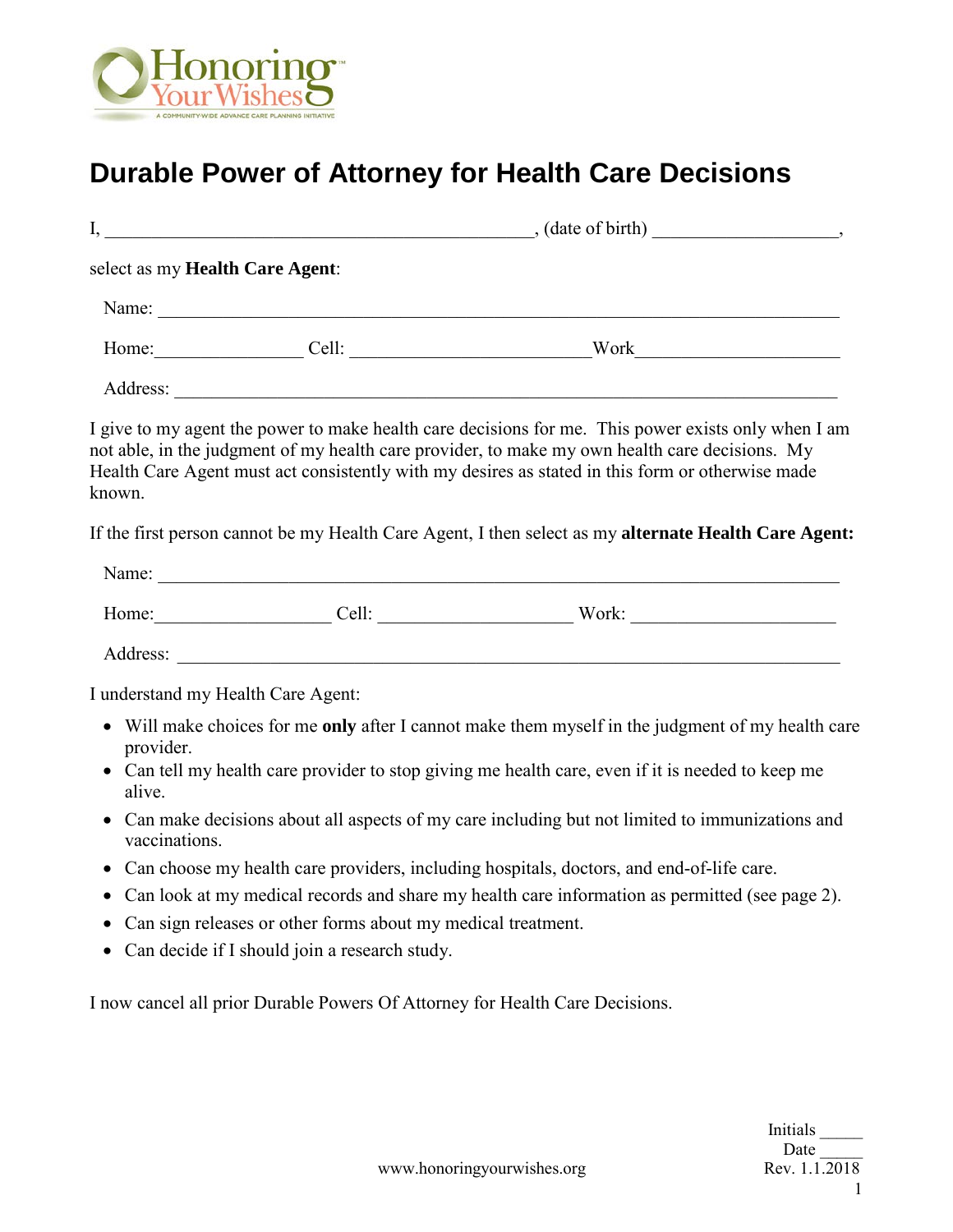# Durable Power of Attorney for Health Care Decisions

I, _____________________________________________, (date of birth) ___________________,

select as my **Health Care Agent**:

Name: ________________________________________________________________________

Home:________________ Cell: _________________________Work_____________________

Address: ______________________________________________________________________

I give to my agent the power to make health care decisions for me. This power exists only when I am not able, in the judgment of my health care provider, to make my own health care decisions. My Health Care Agent must act consistently with my desires as stated in this form or otherwise made known.

If the first person cannot be my Health Care Agent, I then select as my **alternate Health Care Agent:**

Name: ________________________________________________________________________

Home:___________________ Cell: ____________________ Work: ______________________

Address: ______________________________________________________________________

I understand my Health Care Agent:

- Will make choices for me **only** after I cannot make them myself in the judgment of my health care provider.
- Can tell my health care provider to stop giving me health care, even if it is needed to keep me alive.
- Can make decisions about all aspects of my care including but not limited to immunizations and vaccinations.
- Can choose my health care providers, including hospitals, doctors, and end-of-life care.
- Can look at my medical records and share my health care information as permitted (see page 2).
- Can sign releases or other forms about my medical treatment.
- Can decide if I should join a research study.

I now cancel all prior Durable Powers Of Attorney for Health Care Decisions.

Initials _____
Date _____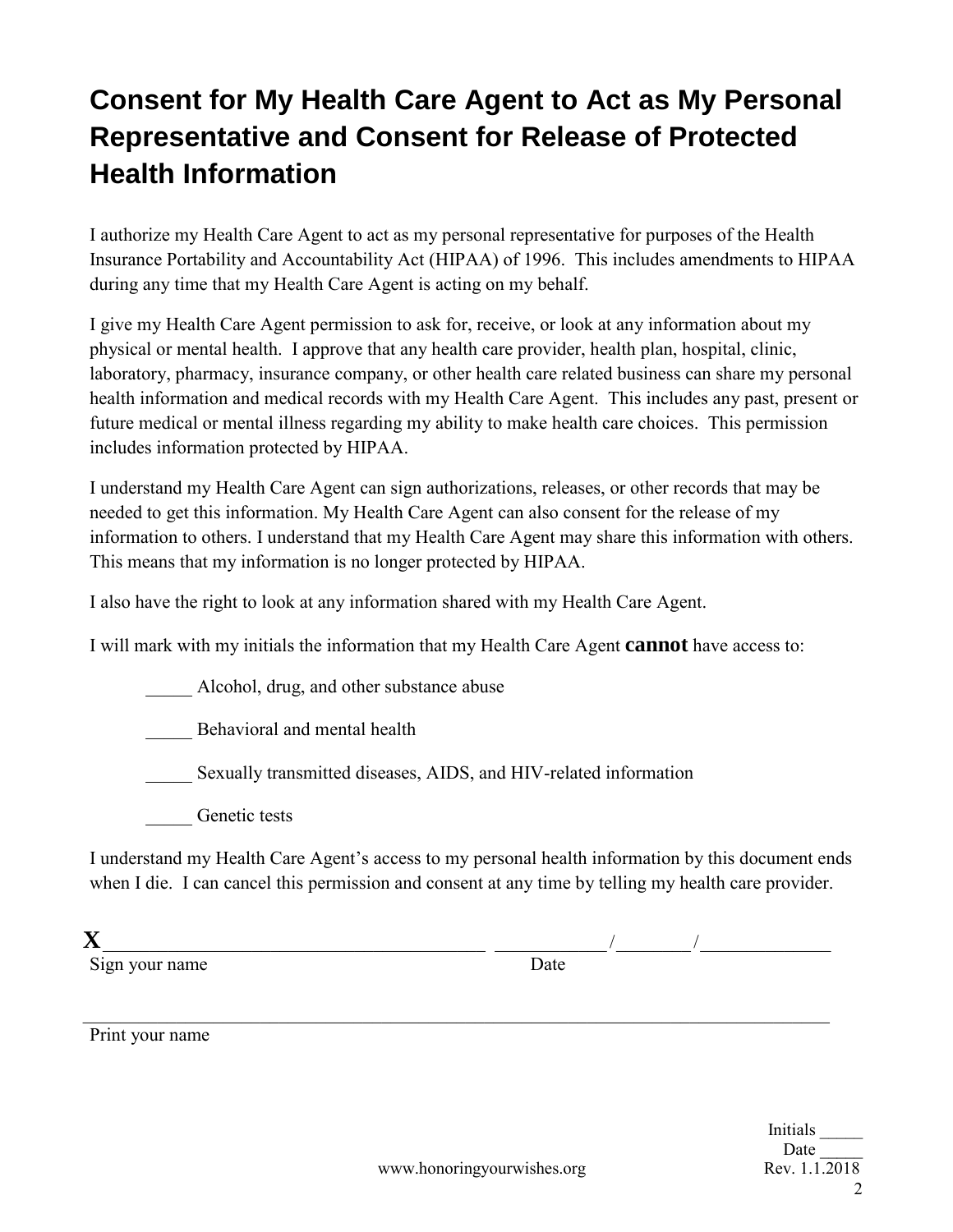# Consent for My Health Care Agent to Act as My Personal Representative and Consent for Release of Protected Health Information

I authorize my Health Care Agent to act as my personal representative for purposes of the Health Insurance Portability and Accountability Act (HIPAA) of 1996. This includes amendments to HIPAA during any time that my Health Care Agent is acting on my behalf.

I give my Health Care Agent permission to ask for, receive, or look at any information about my physical or mental health. I approve that any health care provider, health plan, hospital, clinic, laboratory, pharmacy, insurance company, or other health care related business can share my personal health information and medical records with my Health Care Agent. This includes any past, present or future medical or mental illness regarding my ability to make health care choices. This permission includes information protected by HIPAA.

I understand my Health Care Agent can sign authorizations, releases, or other records that may be needed to get this information. My Health Care Agent can also consent for the release of my information to others. I understand that my Health Care Agent may share this information with others. This means that my information is no longer protected by HIPAA.

I also have the right to look at any information shared with my Health Care Agent.

I will mark with my initials the information that my Health Care Agent **cannot** have access to:

_____ Alcohol, drug, and other substance abuse

_____ Behavioral and mental health

_____ Sexually transmitted diseases, AIDS, and HIV-related information

_____ Genetic tests

I understand my Health Care Agent's access to my personal health information by this document ends when I die. I can cancel this permission and consent at any time by telling my health care provider.

**X**_______________________________________ ___________/________/_____________

Sign your name Date

_______________________________________________________________________________

Print your name

Initials _____

Date _____

www.honoringyourwishes.org

Rev. 1.1.2018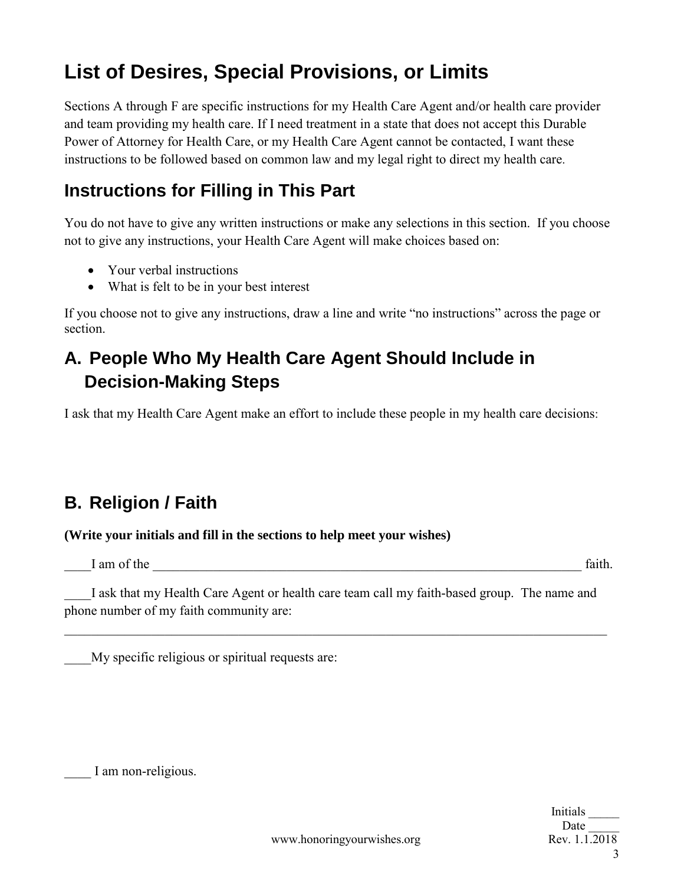# List of Desires, Special Provisions, or Limits

Sections A through F are specific instructions for my Health Care Agent and/or health care provider and team providing my health care. If I need treatment in a state that does not accept this Durable Power of Attorney for Health Care, or my Health Care Agent cannot be contacted, I want these instructions to be followed based on common law and my legal right to direct my health care.

## Instructions for Filling in This Part

You do not have to give any written instructions or make any selections in this section. If you choose not to give any instructions, your Health Care Agent will make choices based on:

- Your verbal instructions
- What is felt to be in your best interest

If you choose not to give any instructions, draw a line and write "no instructions" across the page or section.

## A. People Who My Health Care Agent Should Include in Decision-Making Steps

I ask that my Health Care Agent make an effort to include these people in my health care decisions:

## B. Religion / Faith

**(Write your initials and fill in the sections to help meet your wishes)**

____I am of the ______________________________________________________________________ faith.

____I ask that my Health Care Agent or health care team call my faith-based group. The name and phone number of my faith community are:

_____________________________________________________________________________________

____My specific religious or spiritual requests are:

____ I am non-religious.

Initials _____
Date _____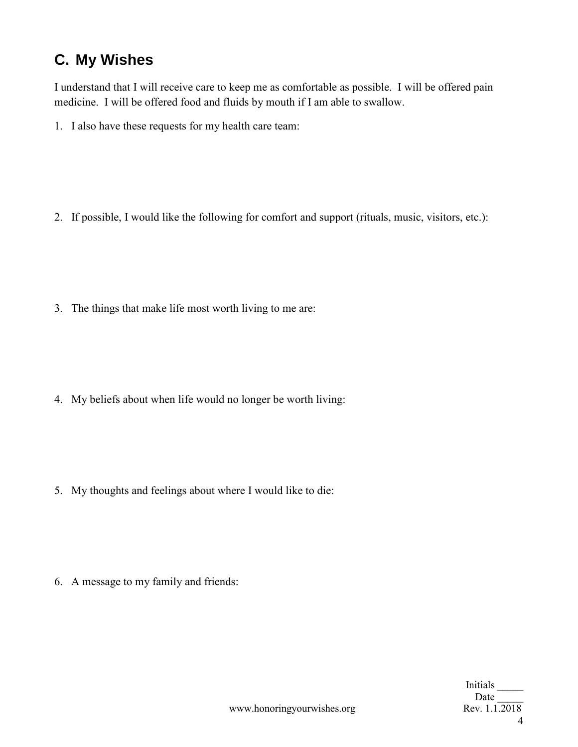## C. My Wishes

I understand that I will receive care to keep me as comfortable as possible. I will be offered pain medicine. I will be offered food and fluids by mouth if I am able to swallow.

1. I also have these requests for my health care team:

2. If possible, I would like the following for comfort and support (rituals, music, visitors, etc.):

3. The things that make life most worth living to me are:

4. My beliefs about when life would no longer be worth living:

5. My thoughts and feelings about where I would like to die:

6. A message to my family and friends:

Initials _____
Date _____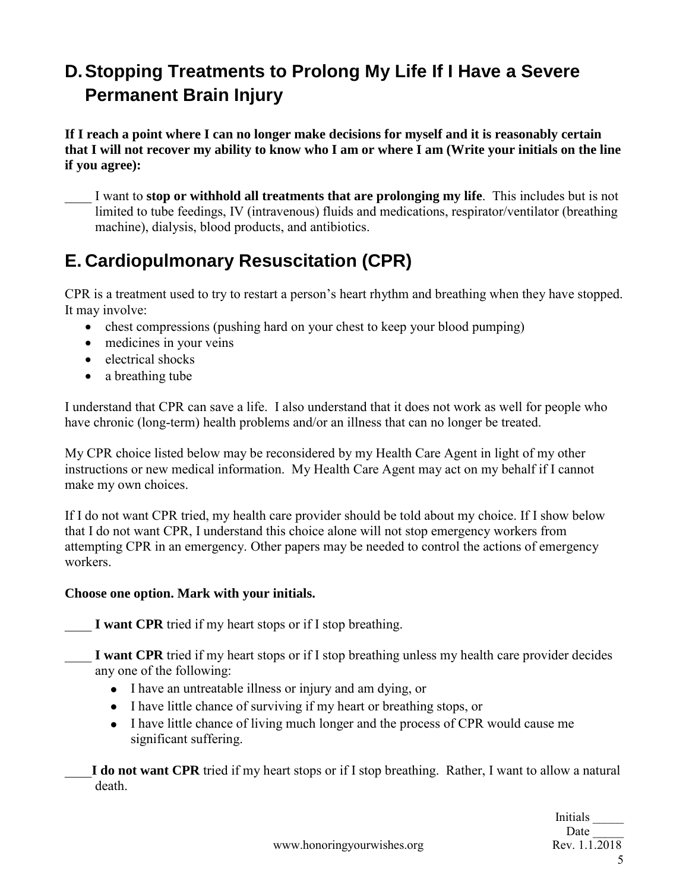## D. Stopping Treatments to Prolong My Life If I Have a Severe Permanent Brain Injury

**If I reach a point where I can no longer make decisions for myself and it is reasonably certain that I will not recover my ability to know who I am or where I am (Write your initials on the line if you agree):**

____ I want to **stop or withhold all treatments that are prolonging my life**. This includes but is not limited to tube feedings, IV (intravenous) fluids and medications, respirator/ventilator (breathing machine), dialysis, blood products, and antibiotics.

## E. Cardiopulmonary Resuscitation (CPR)

CPR is a treatment used to try to restart a person's heart rhythm and breathing when they have stopped. It may involve:

- chest compressions (pushing hard on your chest to keep your blood pumping)
- medicines in your veins
- electrical shocks
- a breathing tube

I understand that CPR can save a life. I also understand that it does not work as well for people who have chronic (long-term) health problems and/or an illness that can no longer be treated.

My CPR choice listed below may be reconsidered by my Health Care Agent in light of my other instructions or new medical information. My Health Care Agent may act on my behalf if I cannot make my own choices.

If I do not want CPR tried, my health care provider should be told about my choice. If I show below that I do not want CPR, I understand this choice alone will not stop emergency workers from attempting CPR in an emergency. Other papers may be needed to control the actions of emergency workers.

**Choose one option. Mark with your initials.**

____ **I want CPR** tried if my heart stops or if I stop breathing.

____ **I want CPR** tried if my heart stops or if I stop breathing unless my health care provider decides any one of the following:

- I have an untreatable illness or injury and am dying, or
- I have little chance of surviving if my heart or breathing stops, or
- I have little chance of living much longer and the process of CPR would cause me significant suffering.

____ **I do not want CPR** tried if my heart stops or if I stop breathing. Rather, I want to allow a natural death.

Initials _____
Date _____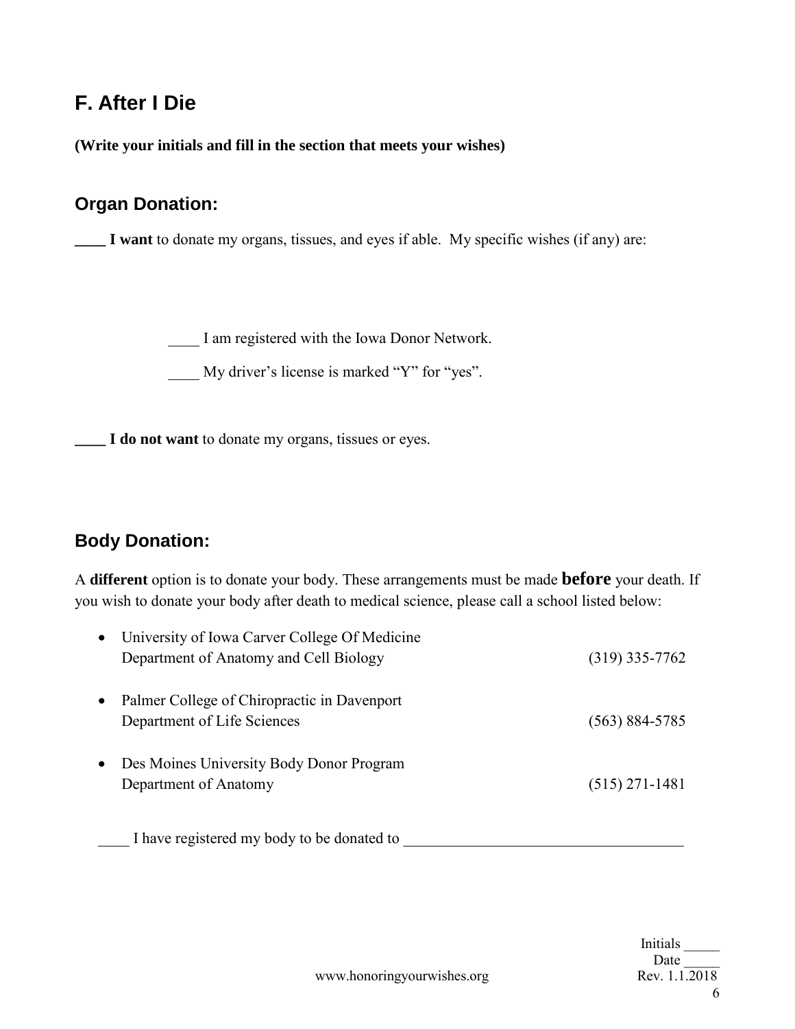## F. After I Die

**(Write your initials and fill in the section that meets your wishes)**

### Organ Donation:

**____ I want** to donate my organs, tissues, and eyes if able. My specific wishes (if any) are:

____ I am registered with the Iowa Donor Network.

____ My driver's license is marked "Y" for "yes".

**____ I do not want** to donate my organs, tissues or eyes.

### Body Donation:

A **different** option is to donate your body. These arrangements must be made **before** your death. If you wish to donate your body after death to medical science, please call a school listed below:

- University of Iowa Carver College Of Medicine
  Department of Anatomy and Cell Biology (319) 335-7762
- Palmer College of Chiropractic in Davenport
  Department of Life Sciences (563) 884-5785
- Des Moines University Body Donor Program
  Department of Anatomy (515) 271-1481

____ I have registered my body to be donated to ____________________________________

Initials _____
Date _____

www.honoringyourwishes.org Rev. 1.1.2018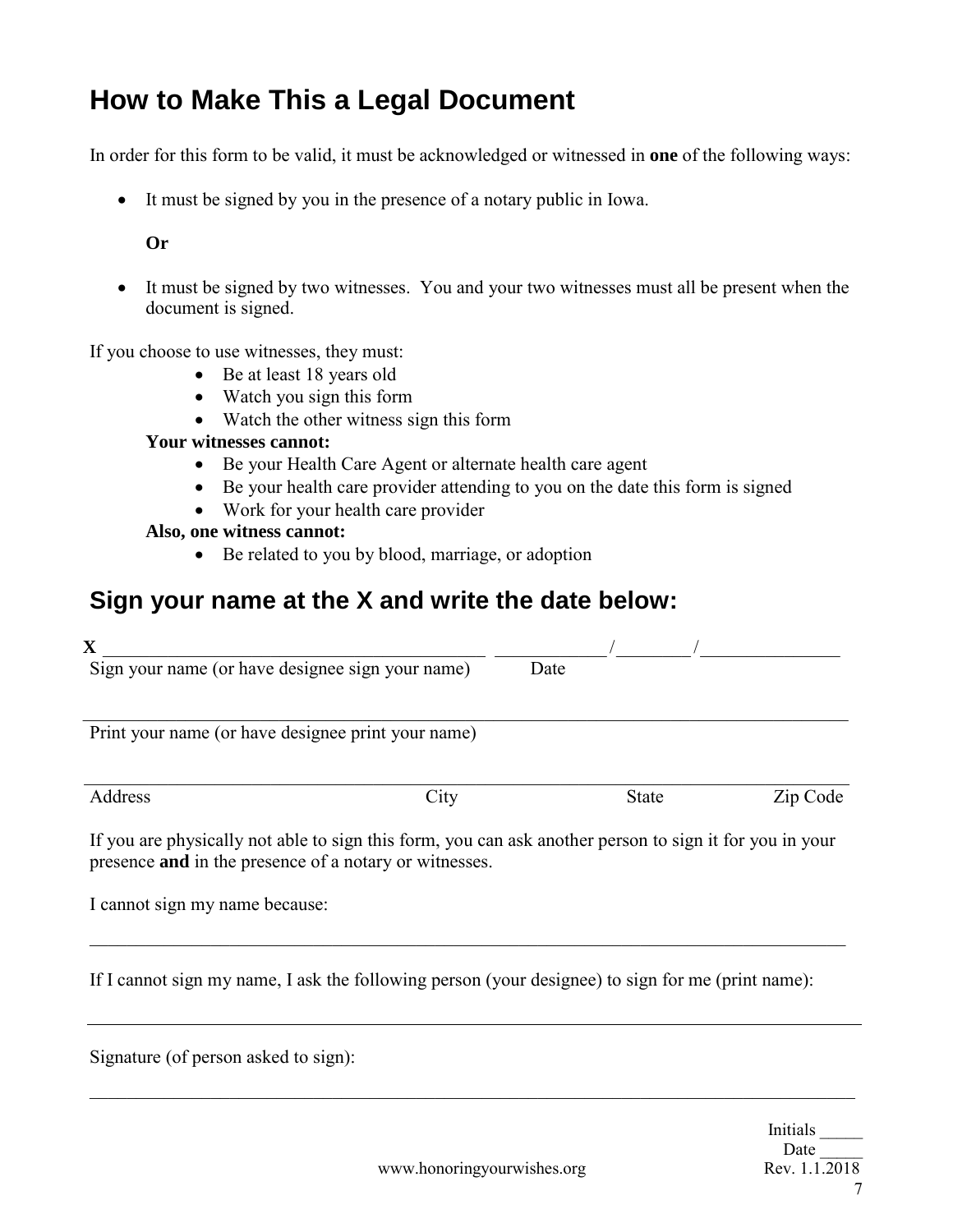## How to Make This a Legal Document

In order for this form to be valid, it must be acknowledged or witnessed in **one** of the following ways:

- It must be signed by you in the presence of a notary public in Iowa.

  **Or**

- It must be signed by two witnesses. You and your two witnesses must all be present when the document is signed.

If you choose to use witnesses, they must:

- Be at least 18 years old
- Watch you sign this form
- Watch the other witness sign this form

**Your witnesses cannot:**

- Be your Health Care Agent or alternate health care agent
- Be your health care provider attending to you on the date this form is signed
- Work for your health care provider

**Also, one witness cannot:**

- Be related to you by blood, marriage, or adoption

## Sign your name at the X and write the date below:

**X** ___________________________________________ ____________/________/_______________

Sign your name (or have designee sign your name) Date

_____________________________________________________________________________________

Print your name (or have designee print your name)

_____________________________________________________________________________________

Address City State Zip Code

If you are physically not able to sign this form, you can ask another person to sign it for you in your presence **and** in the presence of a notary or witnesses.

I cannot sign my name because:

_____________________________________________________________________________________

If I cannot sign my name, I ask the following person (your designee) to sign for me (print name):

_____________________________________________________________________________________

Signature (of person asked to sign):

_____________________________________________________________________________________

Initials _____
Date _____

www.honoringyourwishes.org Rev. 1.1.2018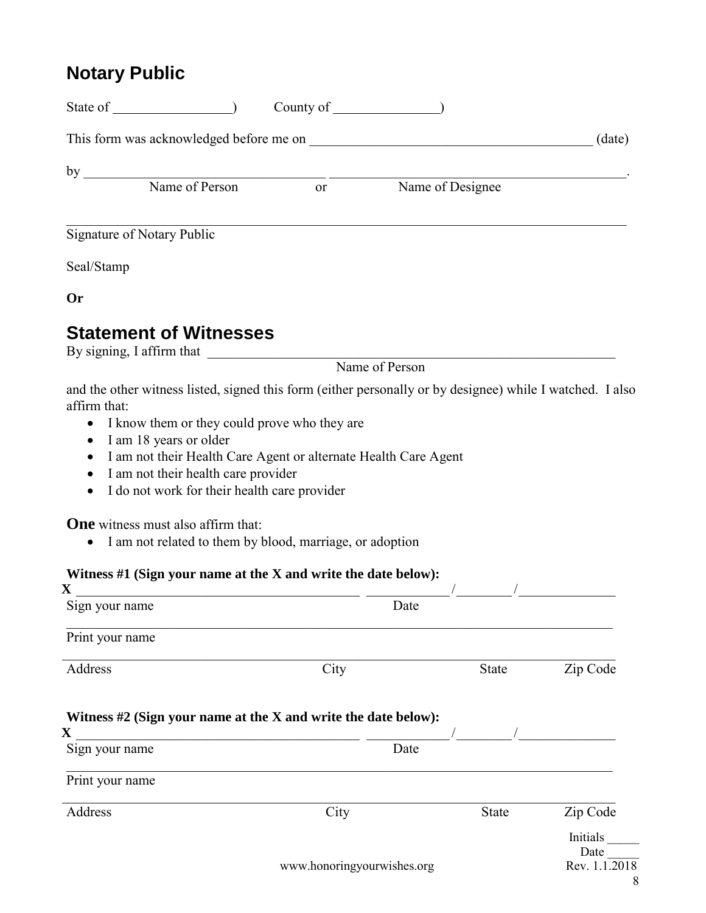## Notary Public

State of __________________)    County of ________________)

This form was acknowledged before me on __________________________________________ (date)

by ____________________________________ ____________________________________________.
Name of Person    or    Name of Designee

_____________________________________________________________________________________
Signature of Notary Public

Seal/Stamp

**Or**

## Statement of Witnesses

By signing, I affirm that _____________________________________________________________
Name of Person

and the other witness listed, signed this form (either personally or by designee) while I watched. I also affirm that:

- I know them or they could prove who they are
- I am 18 years or older
- I am not their Health Care Agent or alternate Health Care Agent
- I am not their health care provider
- I do not work for their health care provider

**One** witness must also affirm that:

- I am not related to them by blood, marriage, or adoption

**Witness #1 (Sign your name at the X and write the date below):**

**X** ____________________________________________ ____________/________/______________
Sign your name    Date

_____________________________________________________________________________________
Print your name

_____________________________________________________________________________________
Address    City    State    Zip Code

**Witness #2 (Sign your name at the X and write the date below):**

**X** ____________________________________________ ____________/________/______________
Sign your name    Date

_____________________________________________________________________________________
Print your name

_____________________________________________________________________________________
Address    City    State    Zip Code

Initials _____
Date _____